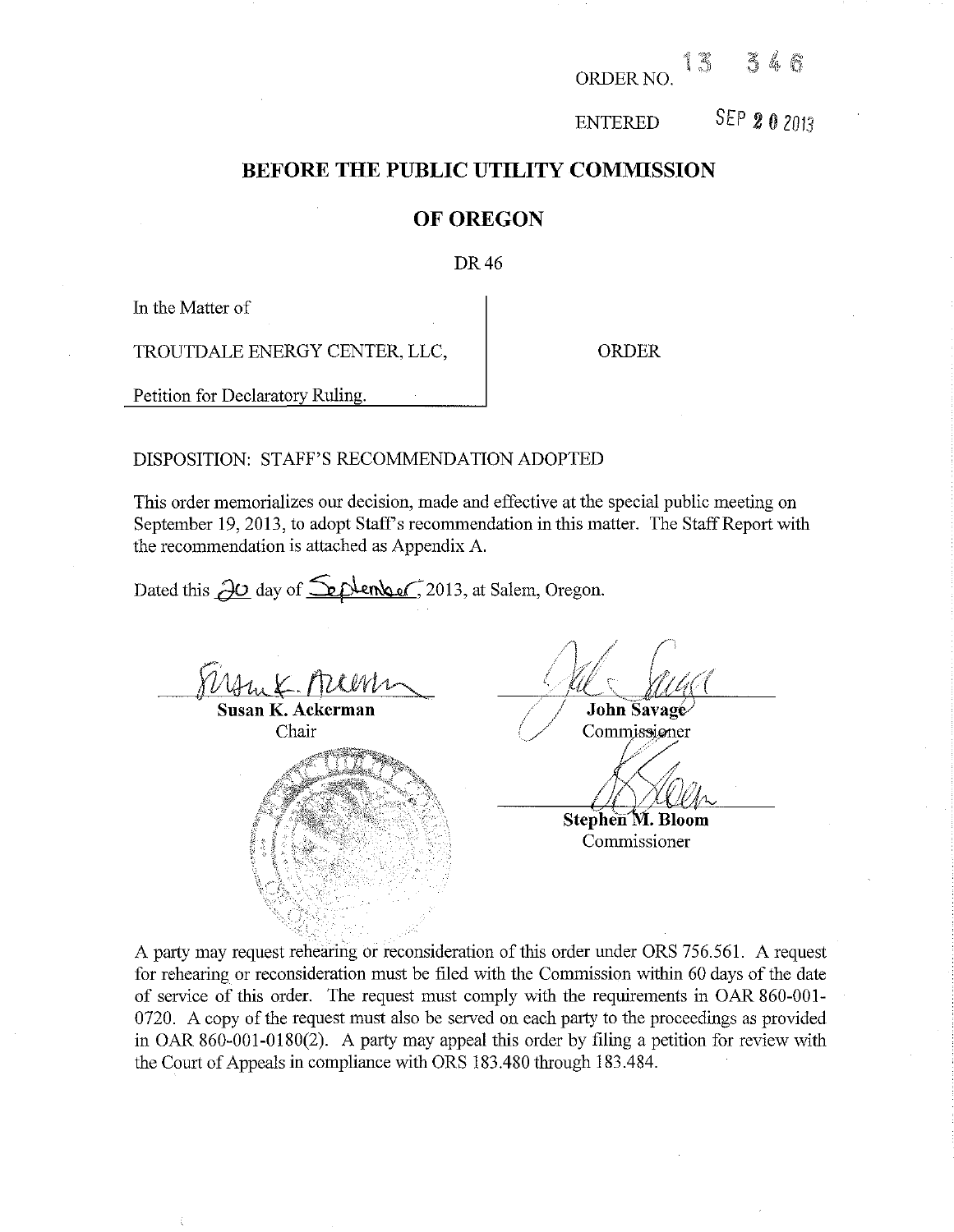ORDER NO. 13 346

ENTERED SEP 20 2013

# BEFORE THE PUBLIC UTILITY COMMISSION

# OF OREGON

DR 46

| In the Matter of<br><br>TROUTDALE ENERGY CENTER, LLC,<br><br>Petition for Declaratory Ruling. | ORDER |
|---|---|

DISPOSITION: STAFF'S RECOMMENDATION ADOPTED

This order memorializes our decision, made and effective at the special public meeting on September 19, 2013, to adopt Staff's recommendation in this matter. The Staff Report with the recommendation is attached as Appendix A.

Dated this 20 day of September, 2013, at Salem, Oregon.

**Susan K. Ackerman**
Chair

**John Savage**
Commissioner

**Stephen M. Bloom**
Commissioner

A party may request rehearing or reconsideration of this order under ORS 756.561. A request for rehearing or reconsideration must be filed with the Commission within 60 days of the date of service of this order. The request must comply with the requirements in OAR 860-001-0720. A copy of the request must also be served on each party to the proceedings as provided in OAR 860-001-0180(2). A party may appeal this order by filing a petition for review with the Court of Appeals in compliance with ORS 183.480 through 183.484.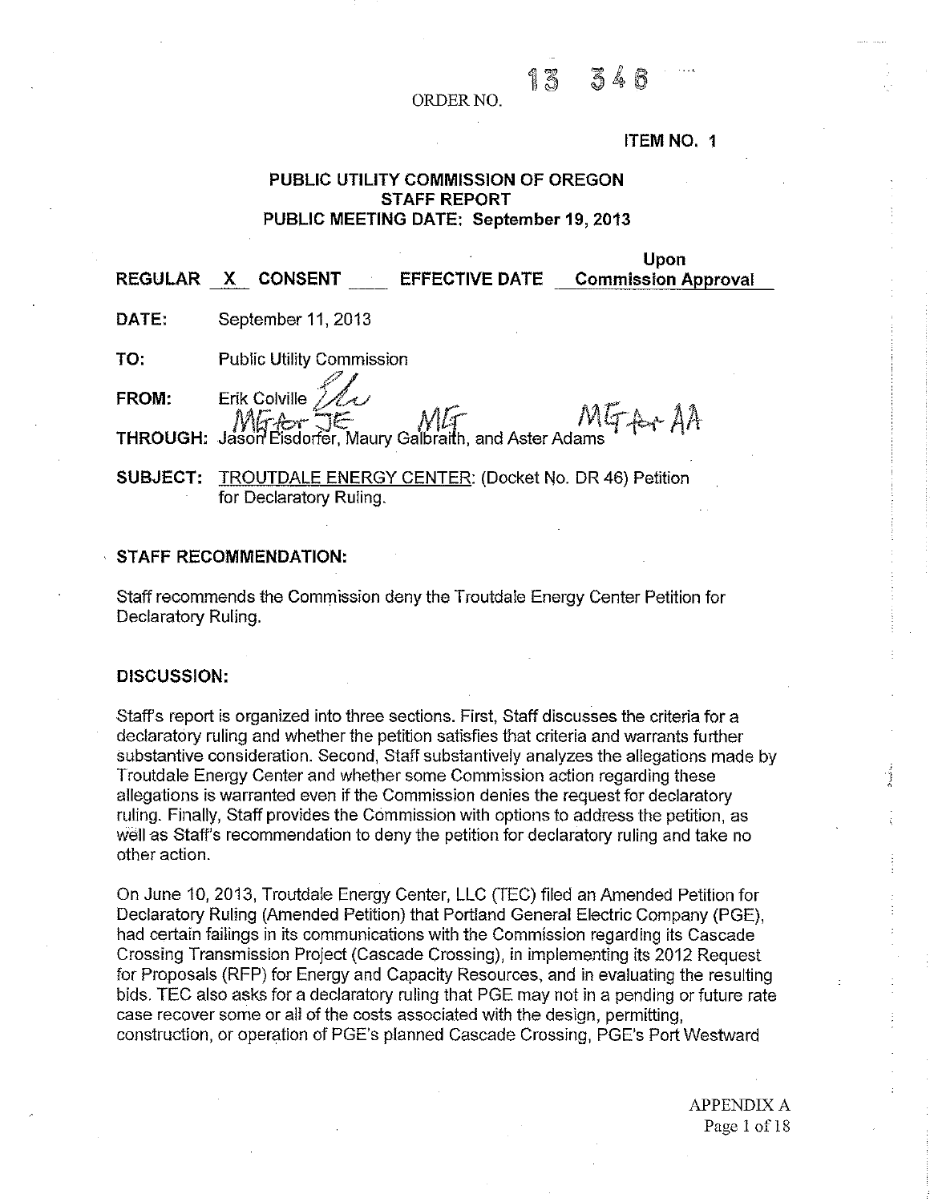ORDER NO. 13 346

ITEM NO. 1

# PUBLIC UTILITY COMMISSION OF OREGON
## STAFF REPORT
## PUBLIC MEETING DATE: September 19, 2013

**REGULAR** X **CONSENT** ____ **EFFECTIVE DATE** **Upon Commission Approval**

**DATE:** September 11, 2013

**TO:** Public Utility Commission

**FROM:** Erik Colville

**THROUGH:** Jason Eisdorfer, Maury Galbraith, and Aster Adams

**SUBJECT:** TROUTDALE ENERGY CENTER: (Docket No. DR 46) Petition for Declaratory Ruling.

### STAFF RECOMMENDATION:

Staff recommends the Commission deny the Troutdale Energy Center Petition for Declaratory Ruling.

### DISCUSSION:

Staff's report is organized into three sections. First, Staff discusses the criteria for a declaratory ruling and whether the petition satisfies that criteria and warrants further substantive consideration. Second, Staff substantively analyzes the allegations made by Troutdale Energy Center and whether some Commission action regarding these allegations is warranted even if the Commission denies the request for declaratory ruling. Finally, Staff provides the Commission with options to address the petition, as well as Staff's recommendation to deny the petition for declaratory ruling and take no other action.

On June 10, 2013, Troutdale Energy Center, LLC (TEC) filed an Amended Petition for Declaratory Ruling (Amended Petition) that Portland General Electric Company (PGE), had certain failings in its communications with the Commission regarding its Cascade Crossing Transmission Project (Cascade Crossing), in implementing its 2012 Request for Proposals (RFP) for Energy and Capacity Resources, and in evaluating the resulting bids. TEC also asks for a declaratory ruling that PGE may not in a pending or future rate case recover some or all of the costs associated with the design, permitting, construction, or operation of PGE's planned Cascade Crossing, PGE's Port Westward

APPENDIX A
Page 1 of 18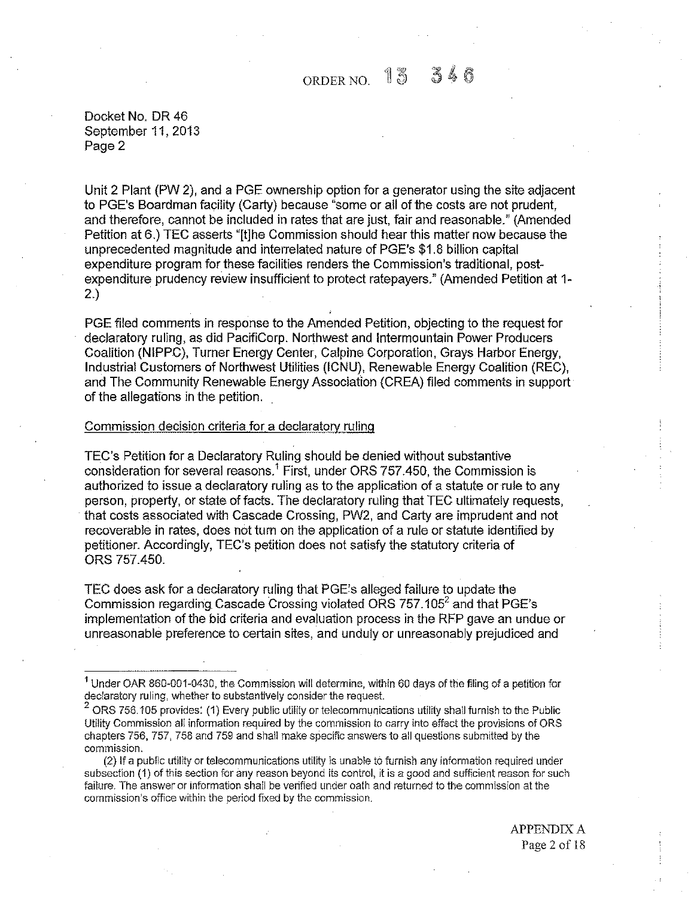Unit 2 Plant (PW 2), and a PGE ownership option for a generator using the site adjacent to PGE's Boardman facility (Carty) because "some or all of the costs are not prudent, and therefore, cannot be included in rates that are just, fair and reasonable." (Amended Petition at 6.) TEC asserts "[t]he Commission should hear this matter now because the unprecedented magnitude and interrelated nature of PGE's $1.8 billion capital expenditure program for these facilities renders the Commission's traditional, post-expenditure prudency review insufficient to protect ratepayers." (Amended Petition at 1-2.)

PGE filed comments in response to the Amended Petition, objecting to the request for declaratory ruling, as did PacifiCorp. Northwest and Intermountain Power Producers Coalition (NIPPC), Turner Energy Center, Calpine Corporation, Grays Harbor Energy, Industrial Customers of Northwest Utilities (ICNU), Renewable Energy Coalition (REC), and The Community Renewable Energy Association (CREA) filed comments in support of the allegations in the petition.

Commission decision criteria for a declaratory ruling

TEC's Petition for a Declaratory Ruling should be denied without substantive consideration for several reasons.[1] First, under ORS 757.450, the Commission is authorized to issue a declaratory ruling as to the application of a statute or rule to any person, property, or state of facts. The declaratory ruling that TEC ultimately requests, that costs associated with Cascade Crossing, PW2, and Carty are imprudent and not recoverable in rates, does not turn on the application of a rule or statute identified by petitioner. Accordingly, TEC's petition does not satisfy the statutory criteria of ORS 757.450.

TEC does ask for a declaratory ruling that PGE's alleged failure to update the Commission regarding Cascade Crossing violated ORS 757.105[2] and that PGE's implementation of the bid criteria and evaluation process in the RFP gave an undue or unreasonable preference to certain sites, and unduly or unreasonably prejudiced and

---

[1] Under OAR 860-001-0430, the Commission will determine, within 60 days of the filing of a petition for declaratory ruling, whether to substantively consider the request.

[2] ORS 756.105 provides: (1) Every public utility or telecommunications utility shall furnish to the Public Utility Commission all information required by the commission to carry into effect the provisions of ORS chapters 756, 757, 758 and 759 and shall make specific answers to all questions submitted by the commission.

(2) If a public utility or telecommunications utility is unable to furnish any information required under subsection (1) of this section for any reason beyond its control, it is a good and sufficient reason for such failure. The answer or information shall be verified under oath and returned to the commission at the commission's office within the period fixed by the commission.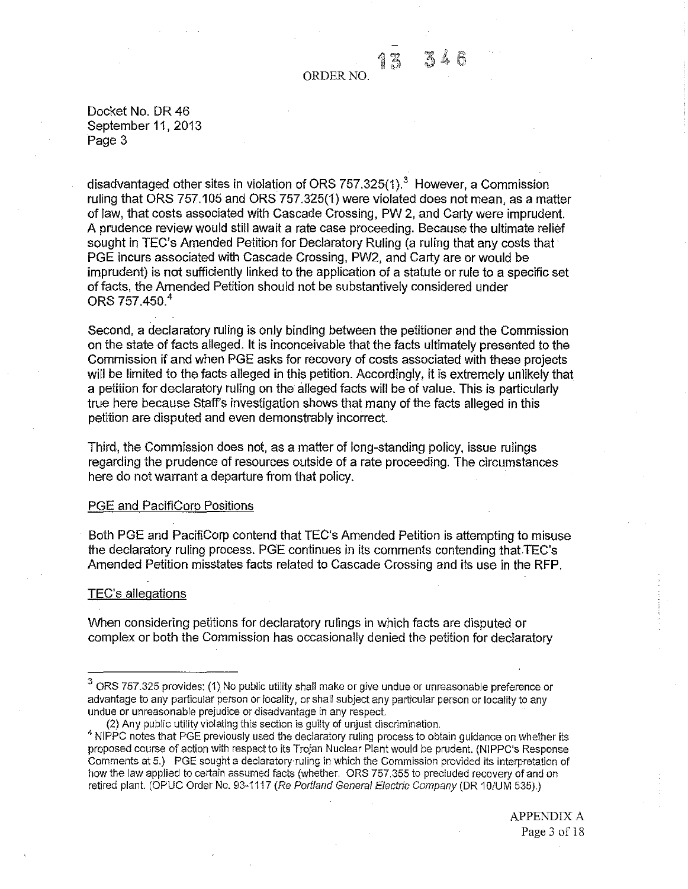disadvantaged other sites in violation of ORS 757.325(1).[3] However, a Commission ruling that ORS 757.105 and ORS 757.325(1) were violated does not mean, as a matter of law, that costs associated with Cascade Crossing, PW 2, and Carty were imprudent. A prudence review would still await a rate case proceeding. Because the ultimate relief sought in TEC's Amended Petition for Declaratory Ruling (a ruling that any costs that PGE incurs associated with Cascade Crossing, PW2, and Carty are or would be imprudent) is not sufficiently linked to the application of a statute or rule to a specific set of facts, the Amended Petition should not be substantively considered under ORS 757.450.[4]

Second, a declaratory ruling is only binding between the petitioner and the Commission on the state of facts alleged. It is inconceivable that the facts ultimately presented to the Commission if and when PGE asks for recovery of costs associated with these projects will be limited to the facts alleged in this petition. Accordingly, it is extremely unlikely that a petition for declaratory ruling on the alleged facts will be of value. This is particularly true here because Staff's investigation shows that many of the facts alleged in this petition are disputed and even demonstrably incorrect.

Third, the Commission does not, as a matter of long-standing policy, issue rulings regarding the prudence of resources outside of a rate proceeding. The circumstances here do not warrant a departure from that policy.

PGE and PacifiCorp Positions

Both PGE and PacifiCorp contend that TEC's Amended Petition is attempting to misuse the declaratory ruling process. PGE continues in its comments contending that TEC's Amended Petition misstates facts related to Cascade Crossing and its use in the RFP.

TEC's allegations

When considering petitions for declaratory rulings in which facts are disputed or complex or both the Commission has occasionally denied the petition for declaratory

---

[3] ORS 757.325 provides: (1) No public utility shall make or give undue or unreasonable preference or advantage to any particular person or locality, or shall subject any particular person or locality to any undue or unreasonable prejudice or disadvantage in any respect.

(2) Any public utility violating this section is guilty of unjust discrimination.

[4] NIPPC notes that PGE previously used the declaratory ruling process to obtain guidance on whether its proposed course of action with respect to its Trojan Nuclear Plant would be prudent. (NIPPC's Response Comments at 5.) PGE sought a declaratory ruling in which the Commission provided its interpretation of how the law applied to certain assumed facts (whether. ORS 757.355 to precluded recovery of and on retired plant. (OPUC Order No. 93-1117 (*Re Portland General Electric Company* (DR 10/UM 535).)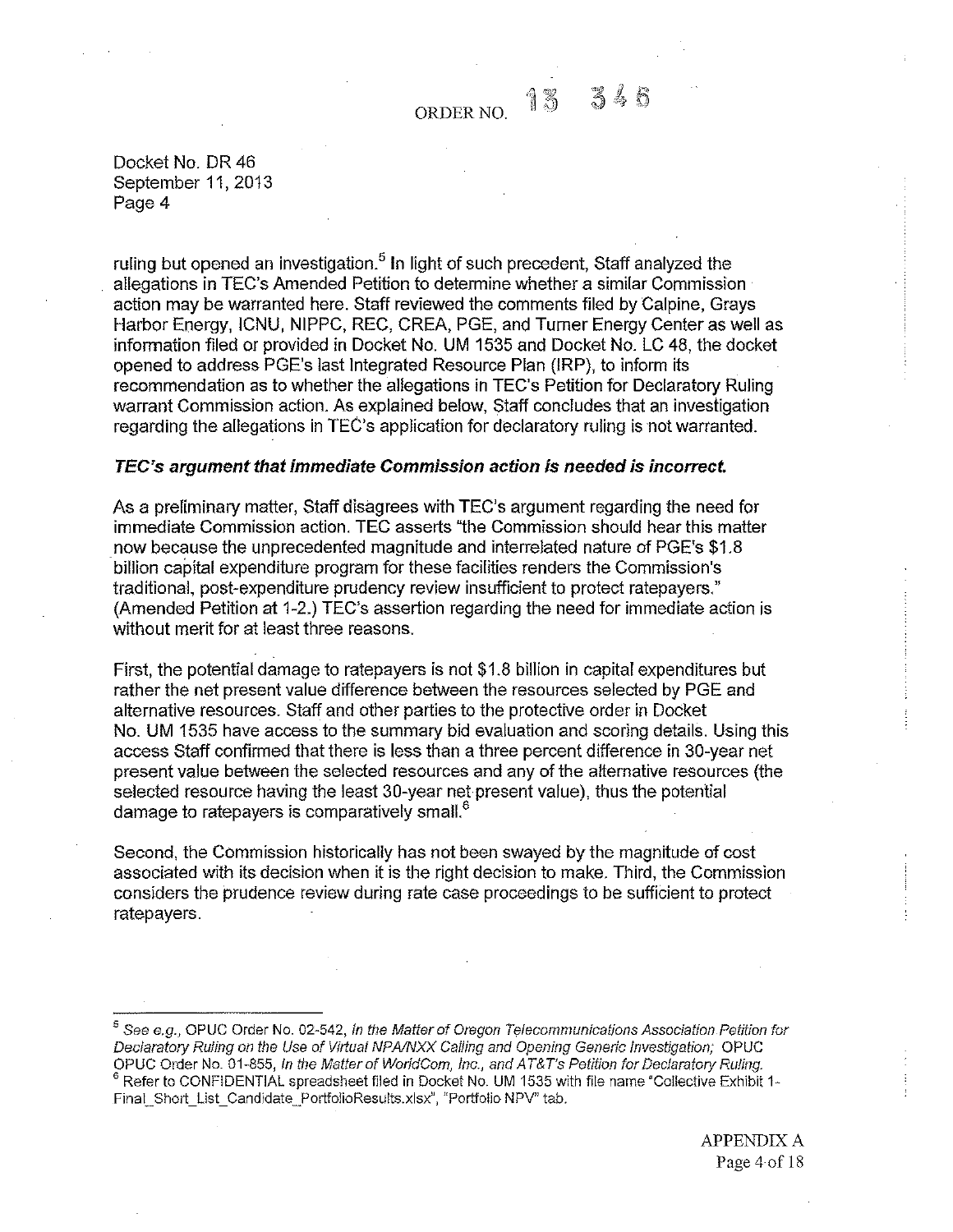ruling but opened an investigation.[5] In light of such precedent, Staff analyzed the allegations in TEC's Amended Petition to determine whether a similar Commission action may be warranted here. Staff reviewed the comments filed by Calpine, Grays Harbor Energy, ICNU, NIPPC, REC, CREA, PGE, and Turner Energy Center as well as information filed or provided in Docket No. UM 1535 and Docket No. LC 48, the docket opened to address PGE's last Integrated Resource Plan (IRP), to inform its recommendation as to whether the allegations in TEC's Petition for Declaratory Ruling warrant Commission action. As explained below, Staff concludes that an investigation regarding the allegations in TEC's application for declaratory ruling is not warranted.

***TEC's argument that immediate Commission action is needed is incorrect.***

As a preliminary matter, Staff disagrees with TEC's argument regarding the need for immediate Commission action. TEC asserts "the Commission should hear this matter now because the unprecedented magnitude and interrelated nature of PGE's $1.8 billion capital expenditure program for these facilities renders the Commission's traditional, post-expenditure prudency review insufficient to protect ratepayers." (Amended Petition at 1-2.) TEC's assertion regarding the need for immediate action is without merit for at least three reasons.

First, the potential damage to ratepayers is not $1.8 billion in capital expenditures but rather the net present value difference between the resources selected by PGE and alternative resources. Staff and other parties to the protective order in Docket No. UM 1535 have access to the summary bid evaluation and scoring details. Using this access Staff confirmed that there is less than a three percent difference in 30-year net present value between the selected resources and any of the alternative resources (the selected resource having the least 30-year net present value), thus the potential damage to ratepayers is comparatively small.[6]

Second, the Commission historically has not been swayed by the magnitude of cost associated with its decision when it is the right decision to make. Third, the Commission considers the prudence review during rate case proceedings to be sufficient to protect ratepayers.

---

[5] *See e.g.*, OPUC Order No. 02-542, *In the Matter of Oregon Telecommunications Association Petition for Declaratory Ruling on the Use of Virtual NPA/NXX Calling and Opening Generic Investigation;* OPUC Order No. 01-855, *In the Matter of WorldCom, Inc., and AT&T's Petition for Declaratory Ruling.*

[6] Refer to CONFIDENTIAL spreadsheet filed in Docket No. UM 1535 with file name "Collective Exhibit 1-Final_Short_List_Candidate_PortfolioResults.xlsx", "Portfolio NPV" tab.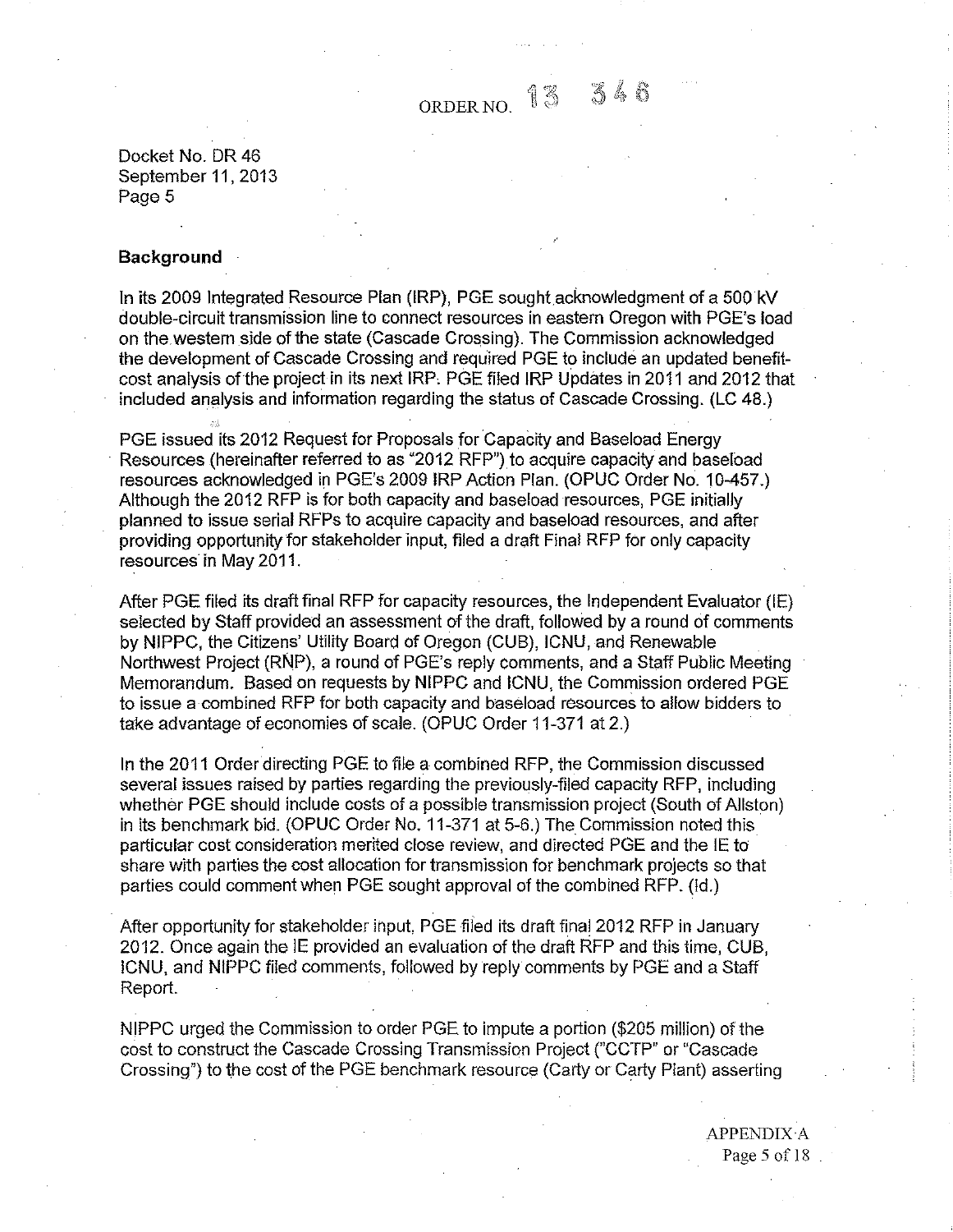## Background

In its 2009 Integrated Resource Plan (IRP), PGE sought acknowledgment of a 500 kV double-circuit transmission line to connect resources in eastern Oregon with PGE's load on the western side of the state (Cascade Crossing). The Commission acknowledged the development of Cascade Crossing and required PGE to include an updated benefit-cost analysis of the project in its next IRP. PGE filed IRP Updates in 2011 and 2012 that included analysis and information regarding the status of Cascade Crossing. (LC 48.)

PGE issued its 2012 Request for Proposals for Capacity and Baseload Energy Resources (hereinafter referred to as "2012 RFP") to acquire capacity and baseload resources acknowledged in PGE's 2009 IRP Action Plan. (OPUC Order No. 10-457.) Although the 2012 RFP is for both capacity and baseload resources, PGE initially planned to issue serial RFPs to acquire capacity and baseload resources, and after providing opportunity for stakeholder input, filed a draft Final RFP for only capacity resources in May 2011.

After PGE filed its draft final RFP for capacity resources, the Independent Evaluator (IE) selected by Staff provided an assessment of the draft, followed by a round of comments by NIPPC, the Citizens' Utility Board of Oregon (CUB), ICNU, and Renewable Northwest Project (RNP), a round of PGE's reply comments, and a Staff Public Meeting Memorandum. Based on requests by NIPPC and ICNU, the Commission ordered PGE to issue a combined RFP for both capacity and baseload resources to allow bidders to take advantage of economies of scale. (OPUC Order 11-371 at 2.)

In the 2011 Order directing PGE to file a combined RFP, the Commission discussed several issues raised by parties regarding the previously-filed capacity RFP, including whether PGE should include costs of a possible transmission project (South of Allston) in its benchmark bid. (OPUC Order No. 11-371 at 5-6.) The Commission noted this particular cost consideration merited close review, and directed PGE and the IE to share with parties the cost allocation for transmission for benchmark projects so that parties could comment when PGE sought approval of the combined RFP. (Id.)

After opportunity for stakeholder input, PGE filed its draft final 2012 RFP in January 2012. Once again the IE provided an evaluation of the draft RFP and this time, CUB, ICNU, and NIPPC filed comments, followed by reply comments by PGE and a Staff Report.

NIPPC urged the Commission to order PGE to impute a portion ($205 million) of the cost to construct the Cascade Crossing Transmission Project ("CCTP" or "Cascade Crossing") to the cost of the PGE benchmark resource (Carty or Carty Plant) asserting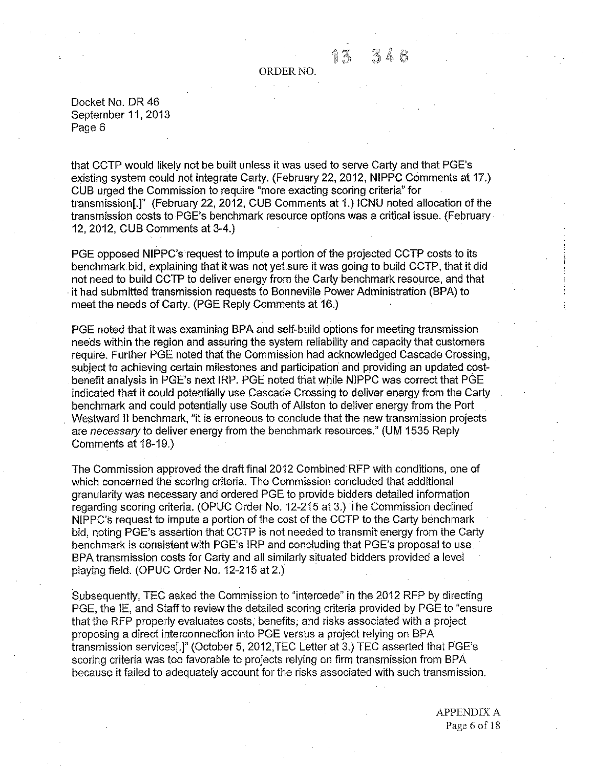that CCTP would likely not be built unless it was used to serve Carty and that PGE's existing system could not integrate Carty. (February 22, 2012, NIPPC Comments at 17.) CUB urged the Commission to require "more exacting scoring criteria" for transmission[.]" (February 22, 2012, CUB Comments at 1.) ICNU noted allocation of the transmission costs to PGE's benchmark resource options was a critical issue. (February 12, 2012, CUB Comments at 3-4.)

PGE opposed NIPPC's request to impute a portion of the projected CCTP costs to its benchmark bid, explaining that it was not yet sure it was going to build CCTP, that it did not need to build CCTP to deliver energy from the Carty benchmark resource, and that it had submitted transmission requests to Bonneville Power Administration (BPA) to meet the needs of Carty. (PGE Reply Comments at 16.)

PGE noted that it was examining BPA and self-build options for meeting transmission needs within the region and assuring the system reliability and capacity that customers require. Further PGE noted that the Commission had acknowledged Cascade Crossing, subject to achieving certain milestones and participation and providing an updated cost-benefit analysis in PGE's next IRP. PGE noted that while NIPPC was correct that PGE indicated that it could potentially use Cascade Crossing to deliver energy from the Carty benchmark and could potentially use South of Allston to deliver energy from the Port Westward II benchmark, "it is erroneous to conclude that the new transmission projects are *necessary* to deliver energy from the benchmark resources." (UM 1535 Reply Comments at 18-19.)

The Commission approved the draft final 2012 Combined RFP with conditions, one of which concerned the scoring criteria. The Commission concluded that additional granularity was necessary and ordered PGE to provide bidders detailed information regarding scoring criteria. (OPUC Order No. 12-215 at 3.) The Commission declined NIPPC's request to impute a portion of the cost of the CCTP to the Carty benchmark bid, noting PGE's assertion that CCTP is not needed to transmit energy from the Carty benchmark is consistent with PGE's IRP and concluding that PGE's proposal to use BPA transmission costs for Carty and all similarly situated bidders provided a level playing field. (OPUC Order No. 12-215 at 2.)

Subsequently, TEC asked the Commission to "intercede" in the 2012 RFP by directing PGE, the IE, and Staff to review the detailed scoring criteria provided by PGE to "ensure that the RFP properly evaluates costs, benefits, and risks associated with a project proposing a direct interconnection into PGE versus a project relying on BPA transmission services[.]" (October 5, 2012,TEC Letter at 3.) TEC asserted that PGE's scoring criteria was too favorable to projects relying on firm transmission from BPA because it failed to adequately account for the risks associated with such transmission.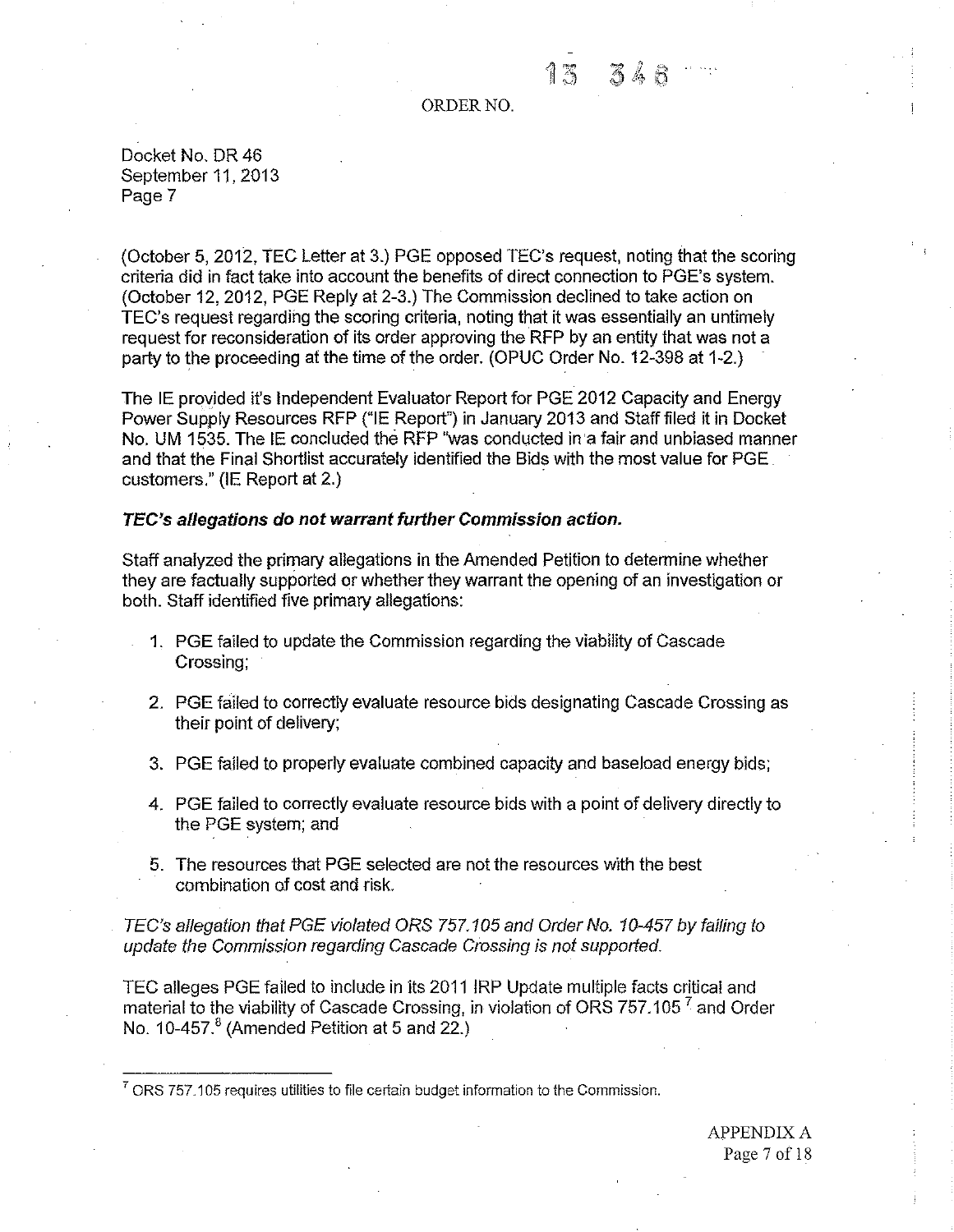(October 5, 2012, TEC Letter at 3.) PGE opposed TEC's request, noting that the scoring criteria did in fact take into account the benefits of direct connection to PGE's system. (October 12, 2012, PGE Reply at 2-3.) The Commission declined to take action on TEC's request regarding the scoring criteria, noting that it was essentially an untimely request for reconsideration of its order approving the RFP by an entity that was not a party to the proceeding at the time of the order. (OPUC Order No. 12-398 at 1-2.)

The IE provided it's Independent Evaluator Report for PGE 2012 Capacity and Energy Power Supply Resources RFP ("IE Report") in January 2013 and Staff filed it in Docket No. UM 1535. The IE concluded the RFP "was conducted in a fair and unbiased manner and that the Final Shortlist accurately identified the Bids with the most value for PGE customers." (IE Report at 2.)

***TEC's allegations do not warrant further Commission action.***

Staff analyzed the primary allegations in the Amended Petition to determine whether they are factually supported or whether they warrant the opening of an investigation or both. Staff identified five primary allegations:

1. PGE failed to update the Commission regarding the viability of Cascade Crossing;
2. PGE failed to correctly evaluate resource bids designating Cascade Crossing as their point of delivery;
3. PGE failed to properly evaluate combined capacity and baseload energy bids;
4. PGE failed to correctly evaluate resource bids with a point of delivery directly to the PGE system; and
5. The resources that PGE selected are not the resources with the best combination of cost and risk.

*TEC's allegation that PGE violated ORS 757.105 and Order No. 10-457 by failing to update the Commission regarding Cascade Crossing is not supported.*

TEC alleges PGE failed to include in its 2011 IRP Update multiple facts critical and material to the viability of Cascade Crossing, in violation of ORS 757.105 [7] and Order No. 10-457.[8] (Amended Petition at 5 and 22.)

---

[7] ORS 757.105 requires utilities to file certain budget information to the Commission.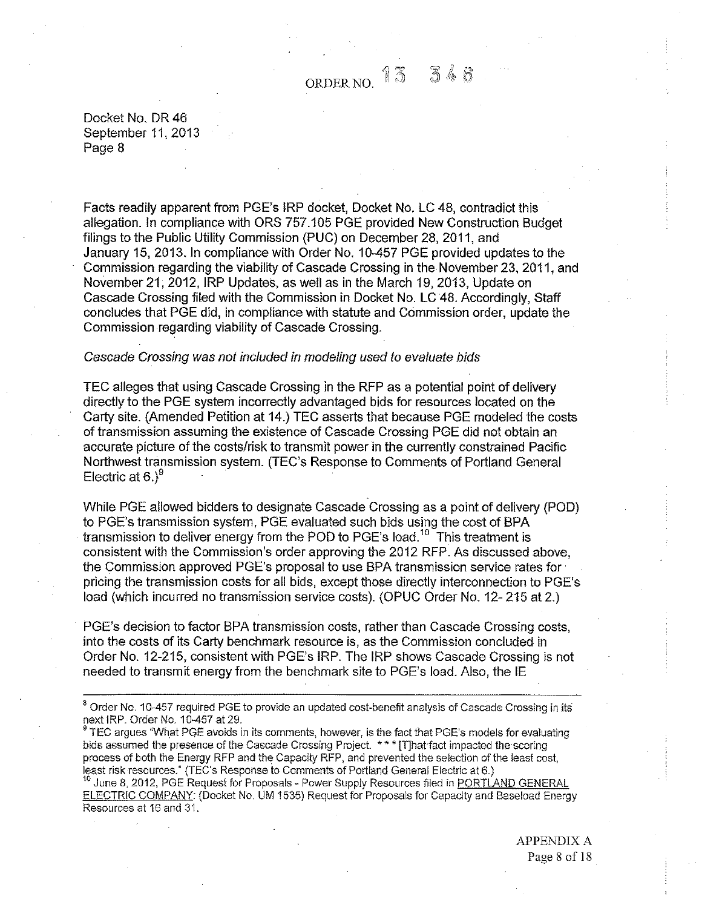Facts readily apparent from PGE's IRP docket, Docket No. LC 48, contradict this allegation. In compliance with ORS 757.105 PGE provided New Construction Budget filings to the Public Utility Commission (PUC) on December 28, 2011, and January 15, 2013. In compliance with Order No. 10-457 PGE provided updates to the Commission regarding the viability of Cascade Crossing in the November 23, 2011, and November 21, 2012, IRP Updates, as well as in the March 19, 2013, Update on Cascade Crossing filed with the Commission in Docket No. LC 48. Accordingly, Staff concludes that PGE did, in compliance with statute and Commission order, update the Commission regarding viability of Cascade Crossing.

*Cascade Crossing was not included in modeling used to evaluate bids*

TEC alleges that using Cascade Crossing in the RFP as a potential point of delivery directly to the PGE system incorrectly advantaged bids for resources located on the Carty site. (Amended Petition at 14.) TEC asserts that because PGE modeled the costs of transmission assuming the existence of Cascade Crossing PGE did not obtain an accurate picture of the costs/risk to transmit power in the currently constrained Pacific Northwest transmission system. (TEC's Response to Comments of Portland General Electric at 6.)[9]

While PGE allowed bidders to designate Cascade Crossing as a point of delivery (POD) to PGE's transmission system, PGE evaluated such bids using the cost of BPA transmission to deliver energy from the POD to PGE's load.[10] This treatment is consistent with the Commission's order approving the 2012 RFP. As discussed above, the Commission approved PGE's proposal to use BPA transmission service rates for pricing the transmission costs for all bids, except those directly interconnection to PGE's load (which incurred no transmission service costs). (OPUC Order No. 12- 215 at 2.)

PGE's decision to factor BPA transmission costs, rather than Cascade Crossing costs, into the costs of its Carty benchmark resource is, as the Commission concluded in Order No. 12-215, consistent with PGE's IRP. The IRP shows Cascade Crossing is not needed to transmit energy from the benchmark site to PGE's load. Also, the IE

---

[8] Order No. 10-457 required PGE to provide an updated cost-benefit analysis of Cascade Crossing in its next IRP. Order No. 10-457 at 29.

[9] TEC argues "What PGE avoids in its comments, however, is the fact that PGE's models for evaluating bids assumed the presence of the Cascade Crossing Project. * * * [T]hat fact impacted the scoring process of both the Energy RFP and the Capacity RFP, and prevented the selection of the least cost, least risk resources." (TEC's Response to Comments of Portland General Electric at 6.)

[10] June 8, 2012, PGE Request for Proposals - Power Supply Resources filed in PORTLAND GENERAL ELECTRIC COMPANY: (Docket No. UM 1535) Request for Proposals for Capacity and Baseload Energy Resources at 16 and 31.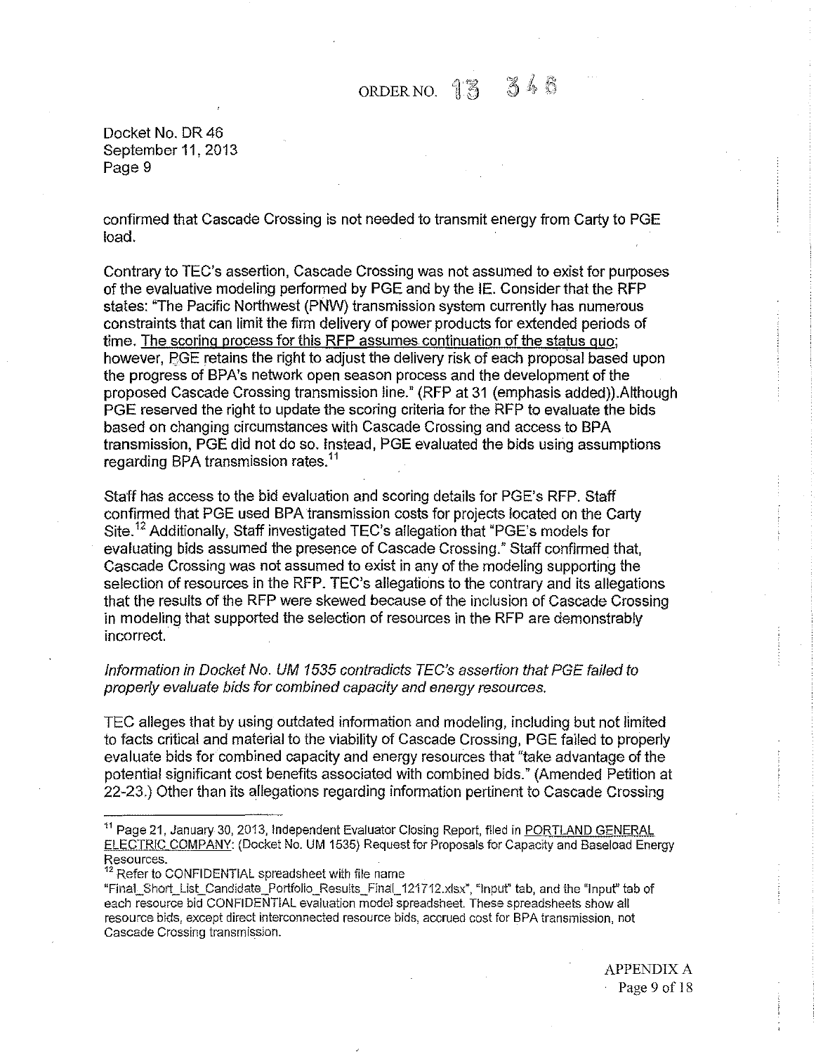confirmed that Cascade Crossing is not needed to transmit energy from Carty to PGE load.

Contrary to TEC's assertion, Cascade Crossing was not assumed to exist for purposes of the evaluative modeling performed by PGE and by the IE. Consider that the RFP states: "The Pacific Northwest (PNW) transmission system currently has numerous constraints that can limit the firm delivery of power products for extended periods of time. The scoring process for this RFP assumes continuation of the status quo; however, PGE retains the right to adjust the delivery risk of each proposal based upon the progress of BPA's network open season process and the development of the proposed Cascade Crossing transmission line." (RFP at 31 (emphasis added)).Although PGE reserved the right to update the scoring criteria for the RFP to evaluate the bids based on changing circumstances with Cascade Crossing and access to BPA transmission, PGE did not do so. Instead, PGE evaluated the bids using assumptions regarding BPA transmission rates.[11]

Staff has access to the bid evaluation and scoring details for PGE's RFP. Staff confirmed that PGE used BPA transmission costs for projects located on the Carty Site.[12] Additionally, Staff investigated TEC's allegation that "PGE's models for evaluating bids assumed the presence of Cascade Crossing." Staff confirmed that, Cascade Crossing was not assumed to exist in any of the modeling supporting the selection of resources in the RFP. TEC's allegations to the contrary and its allegations that the results of the RFP were skewed because of the inclusion of Cascade Crossing in modeling that supported the selection of resources in the RFP are demonstrably incorrect.

*Information in Docket No. UM 1535 contradicts TEC's assertion that PGE failed to properly evaluate bids for combined capacity and energy resources.*

TEC alleges that by using outdated information and modeling, including but not limited to facts critical and material to the viability of Cascade Crossing, PGE failed to properly evaluate bids for combined capacity and energy resources that "take advantage of the potential significant cost benefits associated with combined bids." (Amended Petition at 22-23.) Other than its allegations regarding information pertinent to Cascade Crossing

---

[11] Page 21, January 30, 2013, Independent Evaluator Closing Report, filed in PORTLAND GENERAL ELECTRIC COMPANY: (Docket No. UM 1535) Request for Proposals for Capacity and Baseload Energy Resources.

[12] Refer to CONFIDENTIAL spreadsheet with file name "Final_Short_List_Candidate_Portfolio_Results_Final_121712.xlsx", "Input" tab, and the "Input" tab of each resource bid CONFIDENTIAL evaluation model spreadsheet. These spreadsheets show all resource bids, except direct interconnected resource bids, accrued cost for BPA transmission, not Cascade Crossing transmission.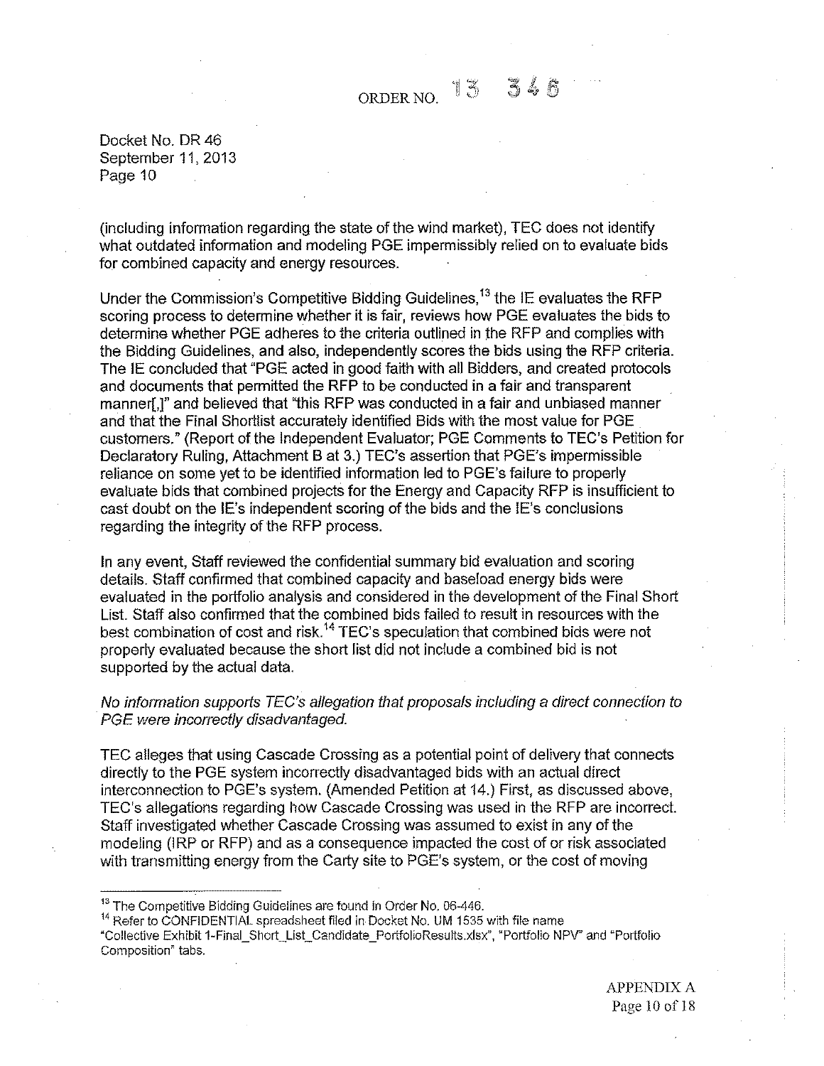(including information regarding the state of the wind market), TEC does not identify what outdated information and modeling PGE impermissibly relied on to evaluate bids for combined capacity and energy resources.

Under the Commission's Competitive Bidding Guidelines,[13] the IE evaluates the RFP scoring process to determine whether it is fair, reviews how PGE evaluates the bids to determine whether PGE adheres to the criteria outlined in the RFP and complies with the Bidding Guidelines, and also, independently scores the bids using the RFP criteria. The IE concluded that "PGE acted in good faith with all Bidders, and created protocols and documents that permitted the RFP to be conducted in a fair and transparent manner[,]" and believed that "this RFP was conducted in a fair and unbiased manner and that the Final Shortlist accurately identified Bids with the most value for PGE customers." (Report of the Independent Evaluator; PGE Comments to TEC's Petition for Declaratory Ruling, Attachment B at 3.) TEC's assertion that PGE's impermissible reliance on some yet to be identified information led to PGE's failure to properly evaluate bids that combined projects for the Energy and Capacity RFP is insufficient to cast doubt on the IE's independent scoring of the bids and the IE's conclusions regarding the integrity of the RFP process.

In any event, Staff reviewed the confidential summary bid evaluation and scoring details. Staff confirmed that combined capacity and baseload energy bids were evaluated in the portfolio analysis and considered in the development of the Final Short List. Staff also confirmed that the combined bids failed to result in resources with the best combination of cost and risk.[14] TEC's speculation that combined bids were not properly evaluated because the short list did not include a combined bid is not supported by the actual data.

*No information supports TEC's allegation that proposals including a direct connection to PGE were incorrectly disadvantaged.*

TEC alleges that using Cascade Crossing as a potential point of delivery that connects directly to the PGE system incorrectly disadvantaged bids with an actual direct interconnection to PGE's system. (Amended Petition at 14.) First, as discussed above, TEC's allegations regarding how Cascade Crossing was used in the RFP are incorrect. Staff investigated whether Cascade Crossing was assumed to exist in any of the modeling (IRP or RFP) and as a consequence impacted the cost of or risk associated with transmitting energy from the Carty site to PGE's system, or the cost of moving

[13] The Competitive Bidding Guidelines are found in Order No. 06-446.

[14] Refer to CONFIDENTIAL spreadsheet filed in Docket No. UM 1535 with file name "Collective Exhibit 1-Final_Short_List_Candidate_PortfolioResults.xlsx", "Portfolio NPV" and "Portfolio Composition" tabs.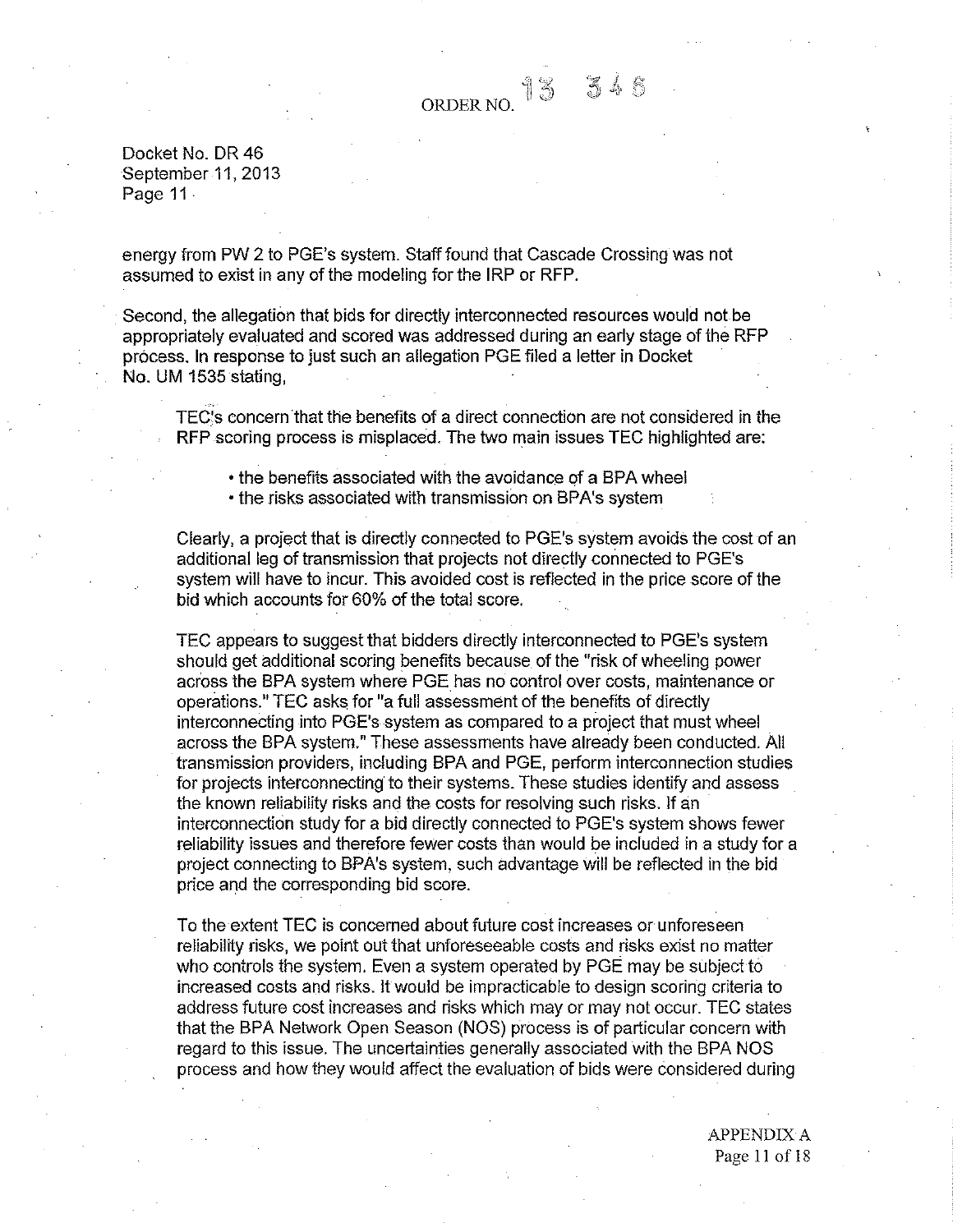energy from PW 2 to PGE's system. Staff found that Cascade Crossing was not assumed to exist in any of the modeling for the IRP or RFP.

Second, the allegation that bids for directly interconnected resources would not be appropriately evaluated and scored was addressed during an early stage of the RFP process. In response to just such an allegation PGE filed a letter in Docket No. UM 1535 stating,

> TEC's concern that the benefits of a direct connection are not considered in the RFP scoring process is misplaced. The two main issues TEC highlighted are:
>
> - the benefits associated with the avoidance of a BPA wheel
> - the risks associated with transmission on BPA's system
>
> Clearly, a project that is directly connected to PGE's system avoids the cost of an additional leg of transmission that projects not directly connected to PGE's system will have to incur. This avoided cost is reflected in the price score of the bid which accounts for 60% of the total score.
>
> TEC appears to suggest that bidders directly interconnected to PGE's system should get additional scoring benefits because of the "risk of wheeling power across the BPA system where PGE has no control over costs, maintenance or operations." TEC asks for "a full assessment of the benefits of directly interconnecting into PGE's system as compared to a project that must wheel across the BPA system." These assessments have already been conducted. All transmission providers, including BPA and PGE, perform interconnection studies for projects interconnecting to their systems. These studies identify and assess the known reliability risks and the costs for resolving such risks. If an interconnection study for a bid directly connected to PGE's system shows fewer reliability issues and therefore fewer costs than would be included in a study for a project connecting to BPA's system, such advantage will be reflected in the bid price and the corresponding bid score.
>
> To the extent TEC is concerned about future cost increases or unforeseen reliability risks, we point out that unforeseeable costs and risks exist no matter who controls the system. Even a system operated by PGE may be subject to increased costs and risks. It would be impracticable to design scoring criteria to address future cost increases and risks which may or may not occur. TEC states that the BPA Network Open Season (NOS) process is of particular concern with regard to this issue. The uncertainties generally associated with the BPA NOS process and how they would affect the evaluation of bids were considered during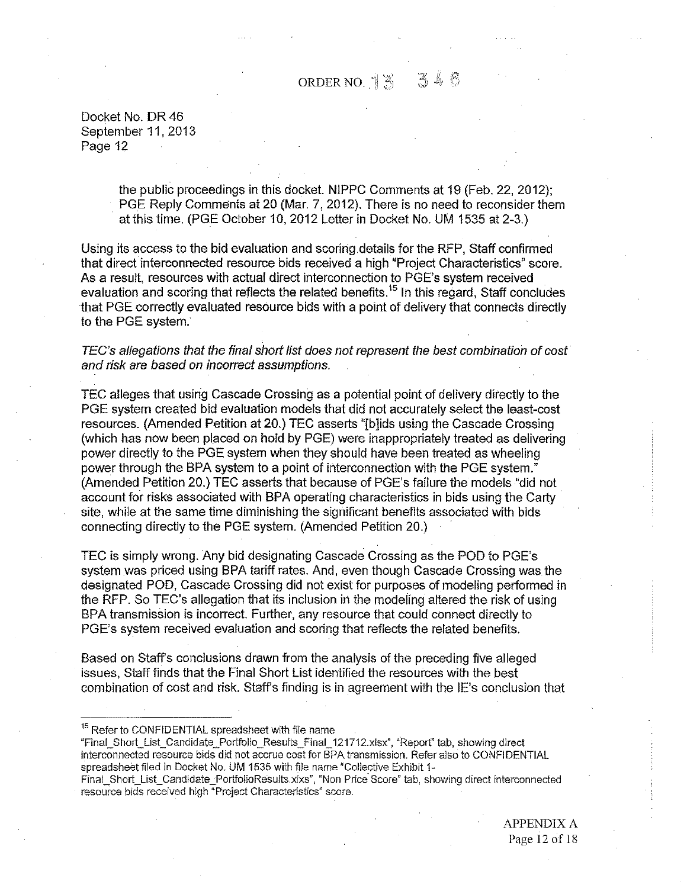the public proceedings in this docket. NIPPC Comments at 19 (Feb. 22, 2012); PGE Reply Comments at 20 (Mar. 7, 2012). There is no need to reconsider them at this time. (PGE October 10, 2012 Letter in Docket No. UM 1535 at 2-3.)

Using its access to the bid evaluation and scoring details for the RFP, Staff confirmed that direct interconnected resource bids received a high "Project Characteristics" score. As a result, resources with actual direct interconnection to PGE's system received evaluation and scoring that reflects the related benefits.[15] In this regard, Staff concludes that PGE correctly evaluated resource bids with a point of delivery that connects directly to the PGE system.

*TEC's allegations that the final short list does not represent the best combination of cost and risk are based on incorrect assumptions.*

TEC alleges that using Cascade Crossing as a potential point of delivery directly to the PGE system created bid evaluation models that did not accurately select the least-cost resources. (Amended Petition at 20.) TEC asserts "[b]ids using the Cascade Crossing (which has now been placed on hold by PGE) were inappropriately treated as delivering power directly to the PGE system when they should have been treated as wheeling power through the BPA system to a point of interconnection with the PGE system." (Amended Petition 20.) TEC asserts that because of PGE's failure the models "did not account for risks associated with BPA operating characteristics in bids using the Carty site, while at the same time diminishing the significant benefits associated with bids connecting directly to the PGE system. (Amended Petition 20.)

TEC is simply wrong. Any bid designating Cascade Crossing as the POD to PGE's system was priced using BPA tariff rates. And, even though Cascade Crossing was the designated POD, Cascade Crossing did not exist for purposes of modeling performed in the RFP. So TEC's allegation that its inclusion in the modeling altered the risk of using BPA transmission is incorrect. Further, any resource that could connect directly to PGE's system received evaluation and scoring that reflects the related benefits.

Based on Staff's conclusions drawn from the analysis of the preceding five alleged issues, Staff finds that the Final Short List identified the resources with the best combination of cost and risk. Staff's finding is in agreement with the IE's conclusion that

---

[15] Refer to CONFIDENTIAL spreadsheet with file name "Final_Short_List_Candidate_Portfolio_Results_Final_121712.xlsx", "Report" tab, showing direct interconnected resource bids did not accrue cost for BPA transmission. Refer also to CONFIDENTIAL spreadsheet filed in Docket No. UM 1535 with file name "Collective Exhibit 1-Final_Short_List_Candidate_PortfolioResults.xlxs", "Non Price Score" tab, showing direct interconnected resource bids received high "Project Characteristics" score.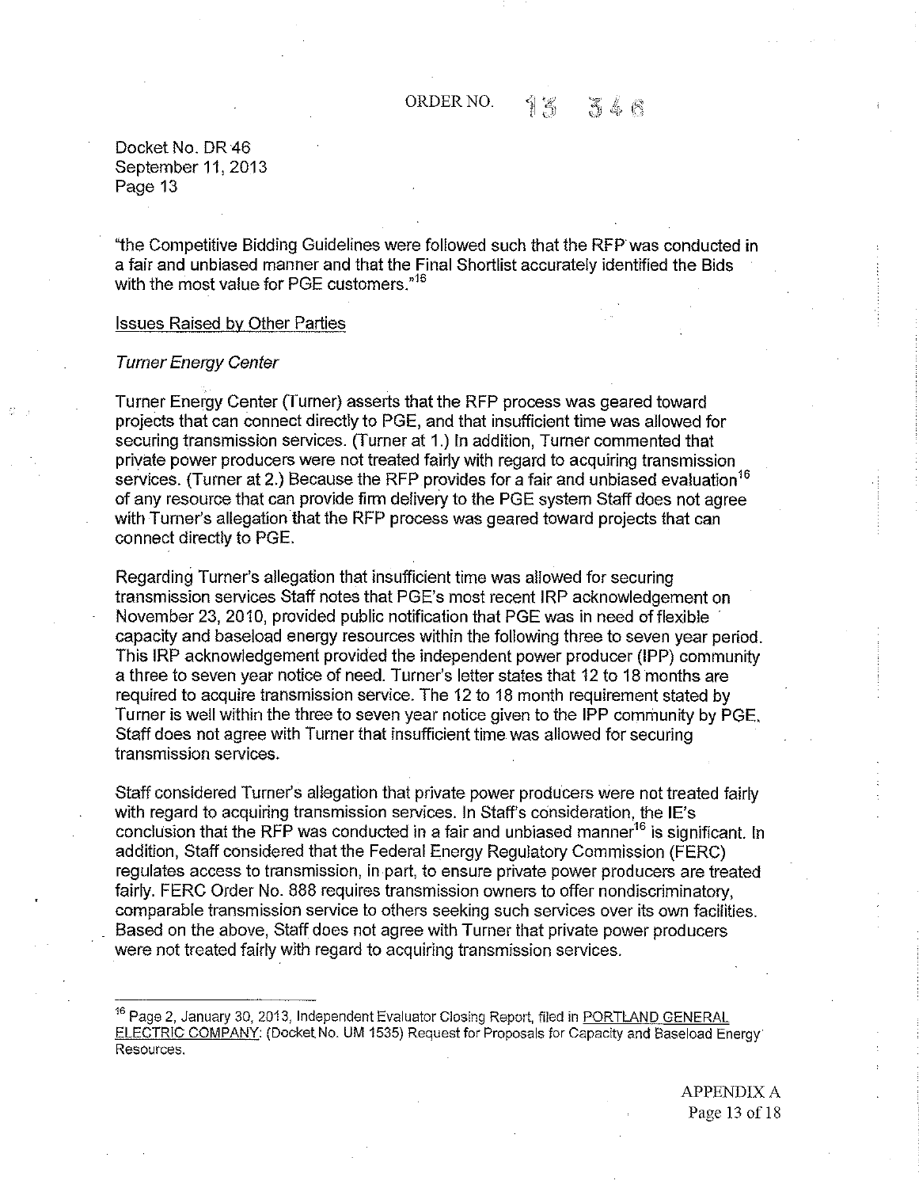"the Competitive Bidding Guidelines were followed such that the RFP was conducted in a fair and unbiased manner and that the Final Shortlist accurately identified the Bids with the most value for PGE customers."[16]

Issues Raised by Other Parties

*Turner Energy Center*

Turner Energy Center (Turner) asserts that the RFP process was geared toward projects that can connect directly to PGE, and that insufficient time was allowed for securing transmission services. (Turner at 1.) In addition, Turner commented that private power producers were not treated fairly with regard to acquiring transmission services. (Turner at 2.) Because the RFP provides for a fair and unbiased evaluation[16] of any resource that can provide firm delivery to the PGE system Staff does not agree with Turner's allegation that the RFP process was geared toward projects that can connect directly to PGE.

Regarding Turner's allegation that insufficient time was allowed for securing transmission services Staff notes that PGE's most recent IRP acknowledgement on November 23, 2010, provided public notification that PGE was in need of flexible capacity and baseload energy resources within the following three to seven year period. This IRP acknowledgement provided the independent power producer (IPP) community a three to seven year notice of need. Turner's letter states that 12 to 18 months are required to acquire transmission service. The 12 to 18 month requirement stated by Turner is well within the three to seven year notice given to the IPP community by PGE. Staff does not agree with Turner that insufficient time was allowed for securing transmission services.

Staff considered Turner's allegation that private power producers were not treated fairly with regard to acquiring transmission services. In Staff's consideration, the IE's conclusion that the RFP was conducted in a fair and unbiased manner[16] is significant. In addition, Staff considered that the Federal Energy Regulatory Commission (FERC) regulates access to transmission, in part, to ensure private power producers are treated fairly. FERC Order No. 888 requires transmission owners to offer nondiscriminatory, comparable transmission service to others seeking such services over its own facilities. Based on the above, Staff does not agree with Turner that private power producers were not treated fairly with regard to acquiring transmission services.

---

[16] Page 2, January 30, 2013, Independent Evaluator Closing Report, filed in PORTLAND GENERAL ELECTRIC COMPANY: (Docket No. UM 1535) Request for Proposals for Capacity and Baseload Energy Resources.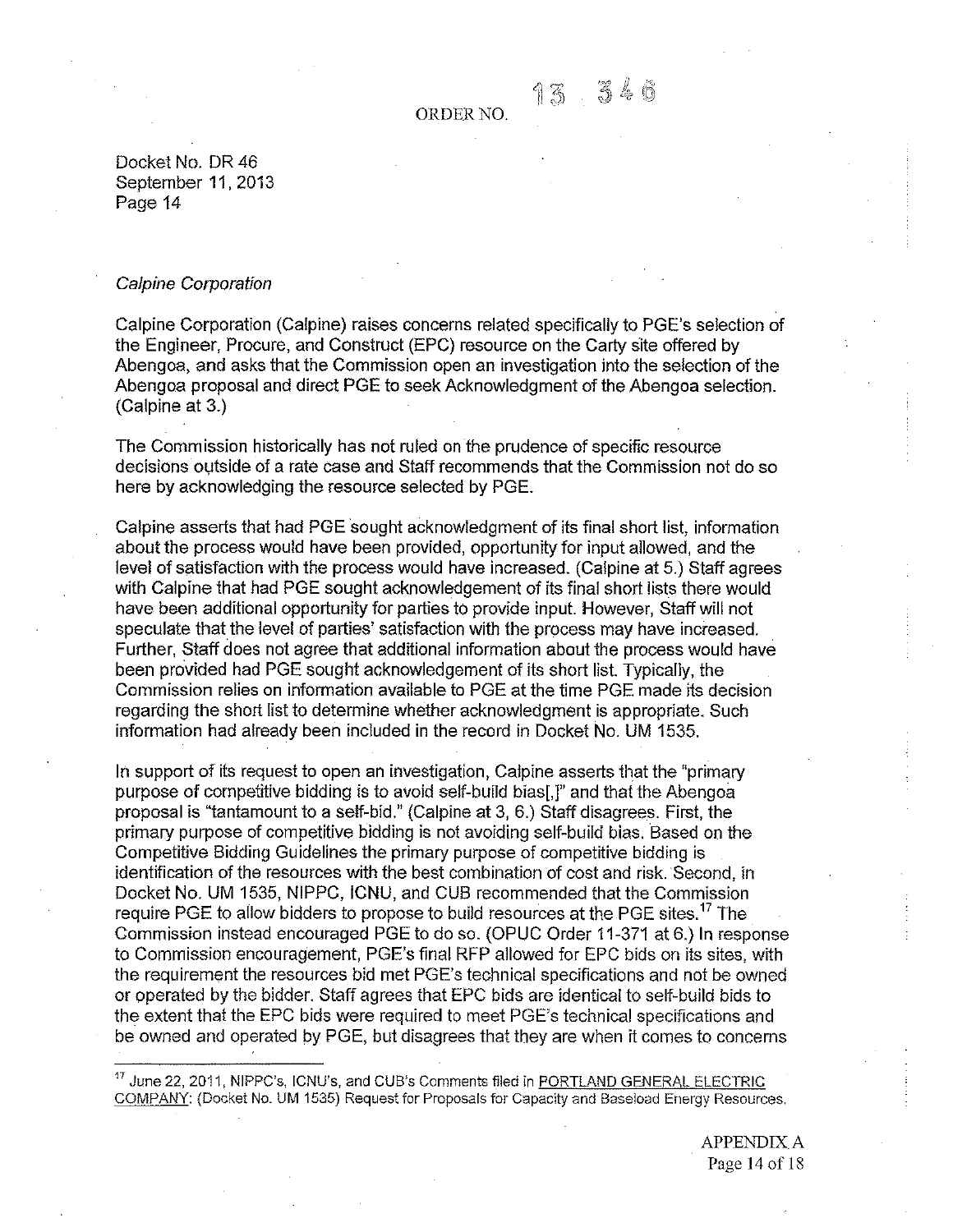Docket No. DR 46
September 11, 2013
Page 14

*Calpine Corporation*

Calpine Corporation (Calpine) raises concerns related specifically to PGE's selection of the Engineer, Procure, and Construct (EPC) resource on the Carty site offered by Abengoa, and asks that the Commission open an investigation into the selection of the Abengoa proposal and direct PGE to seek Acknowledgment of the Abengoa selection. (Calpine at 3.)

The Commission historically has not ruled on the prudence of specific resource decisions outside of a rate case and Staff recommends that the Commission not do so here by acknowledging the resource selected by PGE.

Calpine asserts that had PGE sought acknowledgment of its final short list, information about the process would have been provided, opportunity for input allowed, and the level of satisfaction with the process would have increased. (Calpine at 5.) Staff agrees with Calpine that had PGE sought acknowledgement of its final short lists there would have been additional opportunity for parties to provide input. However, Staff will not speculate that the level of parties' satisfaction with the process may have increased. Further, Staff does not agree that additional information about the process would have been provided had PGE sought acknowledgement of its short list. Typically, the Commission relies on information available to PGE at the time PGE made its decision regarding the short list to determine whether acknowledgment is appropriate. Such information had already been included in the record in Docket No. UM 1535.

In support of its request to open an investigation, Calpine asserts that the "primary purpose of competitive bidding is to avoid self-build bias[,]" and that the Abengoa proposal is "tantamount to a self-bid." (Calpine at 3, 6.) Staff disagrees. First, the primary purpose of competitive bidding is not avoiding self-build bias. Based on the Competitive Bidding Guidelines the primary purpose of competitive bidding is identification of the resources with the best combination of cost and risk. Second, in Docket No. UM 1535, NIPPC, ICNU, and CUB recommended that the Commission require PGE to allow bidders to propose to build resources at the PGE sites.[17] The Commission instead encouraged PGE to do so. (OPUC Order 11-371 at 6.) In response to Commission encouragement, PGE's final RFP allowed for EPC bids on its sites, with the requirement the resources bid met PGE's technical specifications and not be owned or operated by the bidder. Staff agrees that EPC bids are identical to self-build bids to the extent that the EPC bids were required to meet PGE's technical specifications and be owned and operated by PGE, but disagrees that they are when it comes to concerns

[17] June 22, 2011, NIPPC's, ICNU's, and CUB's Comments filed in PORTLAND GENERAL ELECTRIC COMPANY: (Docket No. UM 1535) Request for Proposals for Capacity and Baseload Energy Resources.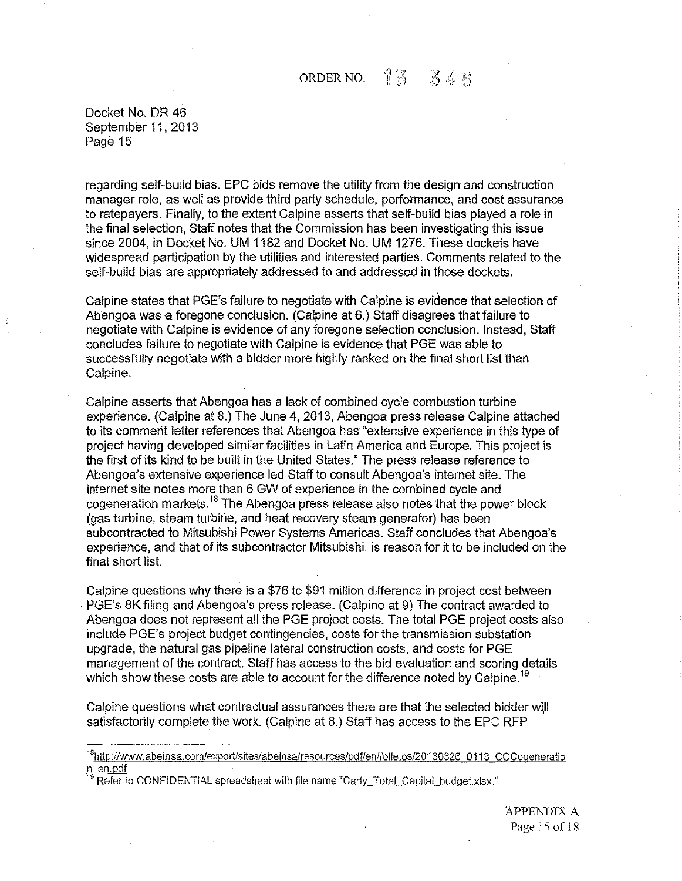regarding self-build bias. EPC bids remove the utility from the design and construction manager role, as well as provide third party schedule, performance, and cost assurance to ratepayers. Finally, to the extent Calpine asserts that self-build bias played a role in the final selection, Staff notes that the Commission has been investigating this issue since 2004, in Docket No. UM 1182 and Docket No. UM 1276. These dockets have widespread participation by the utilities and interested parties. Comments related to the self-build bias are appropriately addressed to and addressed in those dockets.

Calpine states that PGE's failure to negotiate with Calpine is evidence that selection of Abengoa was a foregone conclusion. (Calpine at 6.) Staff disagrees that failure to negotiate with Calpine is evidence of any foregone selection conclusion. Instead, Staff concludes failure to negotiate with Calpine is evidence that PGE was able to successfully negotiate with a bidder more highly ranked on the final short list than Calpine.

Calpine asserts that Abengoa has a lack of combined cycle combustion turbine experience. (Calpine at 8.) The June 4, 2013, Abengoa press release Calpine attached to its comment letter references that Abengoa has "extensive experience in this type of project having developed similar facilities in Latin America and Europe. This project is the first of its kind to be built in the United States." The press release reference to Abengoa's extensive experience led Staff to consult Abengoa's internet site. The internet site notes more than 6 GW of experience in the combined cycle and cogeneration markets.[18] The Abengoa press release also notes that the power block (gas turbine, steam turbine, and heat recovery steam generator) has been subcontracted to Mitsubishi Power Systems Americas. Staff concludes that Abengoa's experience, and that of its subcontractor Mitsubishi, is reason for it to be included on the final short list.

Calpine questions why there is a $76 to $91 million difference in project cost between PGE's 8K filing and Abengoa's press release. (Calpine at 9) The contract awarded to Abengoa does not represent all the PGE project costs. The total PGE project costs also include PGE's project budget contingencies, costs for the transmission substation upgrade, the natural gas pipeline lateral construction costs, and costs for PGE management of the contract. Staff has access to the bid evaluation and scoring details which show these costs are able to account for the difference noted by Calpine.[19]

Calpine questions what contractual assurances there are that the selected bidder will satisfactorily complete the work. (Calpine at 8.) Staff has access to the EPC RFP

---

[18] http://www.abeinsa.com/export/sites/abeinsa/resources/pdf/en/folletos/20130326_0113_CCCogeneration_en.pdf

[19] Refer to CONFIDENTIAL spreadsheet with file name "Carty_Total_Capital_budget.xlsx."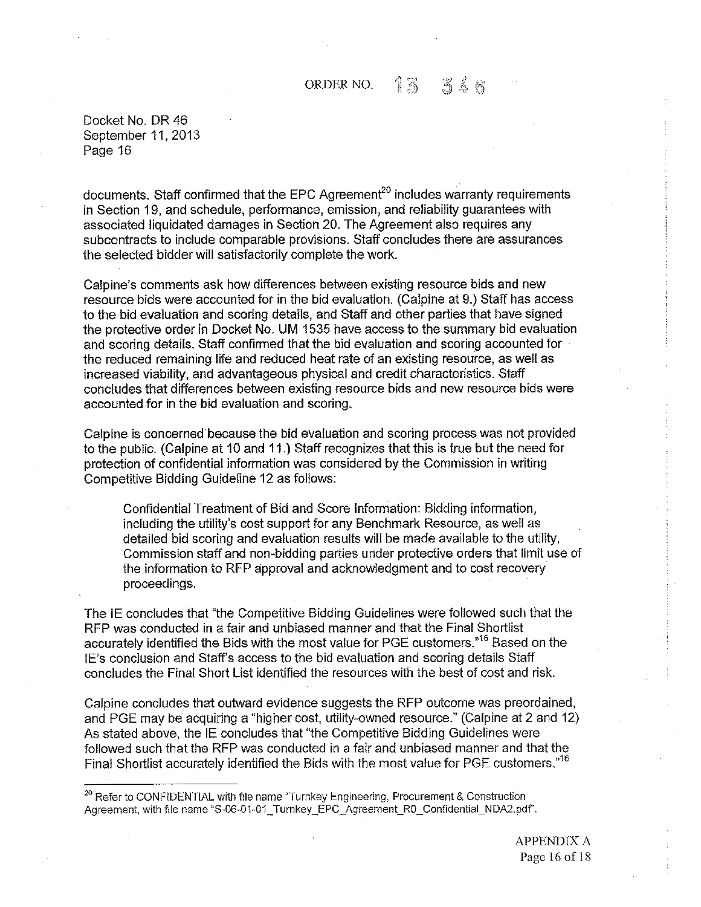documents. Staff confirmed that the EPC Agreement[20] includes warranty requirements in Section 19, and schedule, performance, emission, and reliability guarantees with associated liquidated damages in Section 20. The Agreement also requires any subcontracts to include comparable provisions. Staff concludes there are assurances the selected bidder will satisfactorily complete the work.

Calpine's comments ask how differences between existing resource bids and new resource bids were accounted for in the bid evaluation. (Calpine at 9.) Staff has access to the bid evaluation and scoring details, and Staff and other parties that have signed the protective order in Docket No. UM 1535 have access to the summary bid evaluation and scoring details. Staff confirmed that the bid evaluation and scoring accounted for the reduced remaining life and reduced heat rate of an existing resource, as well as increased viability, and advantageous physical and credit characteristics. Staff concludes that differences between existing resource bids and new resource bids were accounted for in the bid evaluation and scoring.

Calpine is concerned because the bid evaluation and scoring process was not provided to the public. (Calpine at 10 and 11.) Staff recognizes that this is true but the need for protection of confidential information was considered by the Commission in writing Competitive Bidding Guideline 12 as follows:

> Confidential Treatment of Bid and Score Information: Bidding information, including the utility's cost support for any Benchmark Resource, as well as detailed bid scoring and evaluation results will be made available to the utility, Commission staff and non-bidding parties under protective orders that limit use of the information to RFP approval and acknowledgment and to cost recovery proceedings.

The IE concludes that "the Competitive Bidding Guidelines were followed such that the RFP was conducted in a fair and unbiased manner and that the Final Shortlist accurately identified the Bids with the most value for PGE customers."[16] Based on the IE's conclusion and Staff's access to the bid evaluation and scoring details Staff concludes the Final Short List identified the resources with the best of cost and risk.

Calpine concludes that outward evidence suggests the RFP outcome was preordained, and PGE may be acquiring a "higher cost, utility-owned resource." (Calpine at 2 and 12) As stated above, the IE concludes that "the Competitive Bidding Guidelines were followed such that the RFP was conducted in a fair and unbiased manner and that the Final Shortlist accurately identified the Bids with the most value for PGE customers."[16]

---

[20] Refer to CONFIDENTIAL with file name "Turnkey Engineering, Procurement & Construction Agreement, with file name "S-06-01-01_Turnkey_EPC_Agreement_R0_Confidential_NDA2.pdf".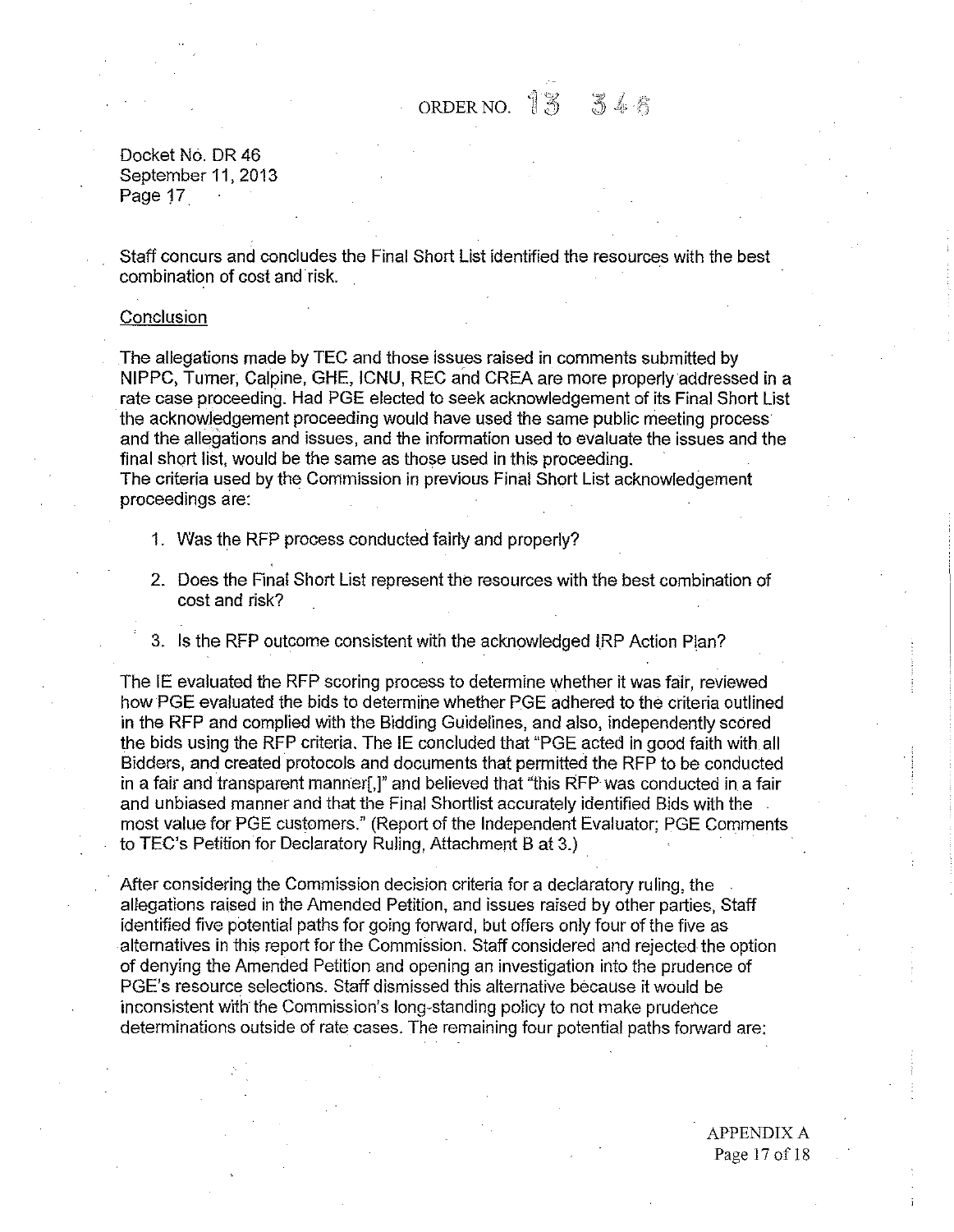Staff concurs and concludes the Final Short List identified the resources with the best combination of cost and risk.

## Conclusion

The allegations made by TEC and those issues raised in comments submitted by NIPPC, Turner, Calpine, GHE, ICNU, REC and CREA are more properly addressed in a rate case proceeding. Had PGE elected to seek acknowledgement of its Final Short List the acknowledgement proceeding would have used the same public meeting process and the allegations and issues, and the information used to evaluate the issues and the final short list, would be the same as those used in this proceeding.
The criteria used by the Commission in previous Final Short List acknowledgement proceedings are:

1. Was the RFP process conducted fairly and properly?
2. Does the Final Short List represent the resources with the best combination of cost and risk?
3. Is the RFP outcome consistent with the acknowledged IRP Action Plan?

The IE evaluated the RFP scoring process to determine whether it was fair, reviewed how PGE evaluated the bids to determine whether PGE adhered to the criteria outlined in the RFP and complied with the Bidding Guidelines, and also, independently scored the bids using the RFP criteria. The IE concluded that "PGE acted in good faith with all Bidders, and created protocols and documents that permitted the RFP to be conducted in a fair and transparent manner[,]" and believed that "this RFP was conducted in a fair and unbiased manner and that the Final Shortlist accurately identified Bids with the most value for PGE customers." (Report of the Independent Evaluator; PGE Comments to TEC's Petition for Declaratory Ruling, Attachment B at 3.)

After considering the Commission decision criteria for a declaratory ruling, the allegations raised in the Amended Petition, and issues raised by other parties, Staff identified five potential paths for going forward, but offers only four of the five as alternatives in this report for the Commission. Staff considered and rejected the option of denying the Amended Petition and opening an investigation into the prudence of PGE's resource selections. Staff dismissed this alternative because it would be inconsistent with the Commission's long-standing policy to not make prudence determinations outside of rate cases. The remaining four potential paths forward are: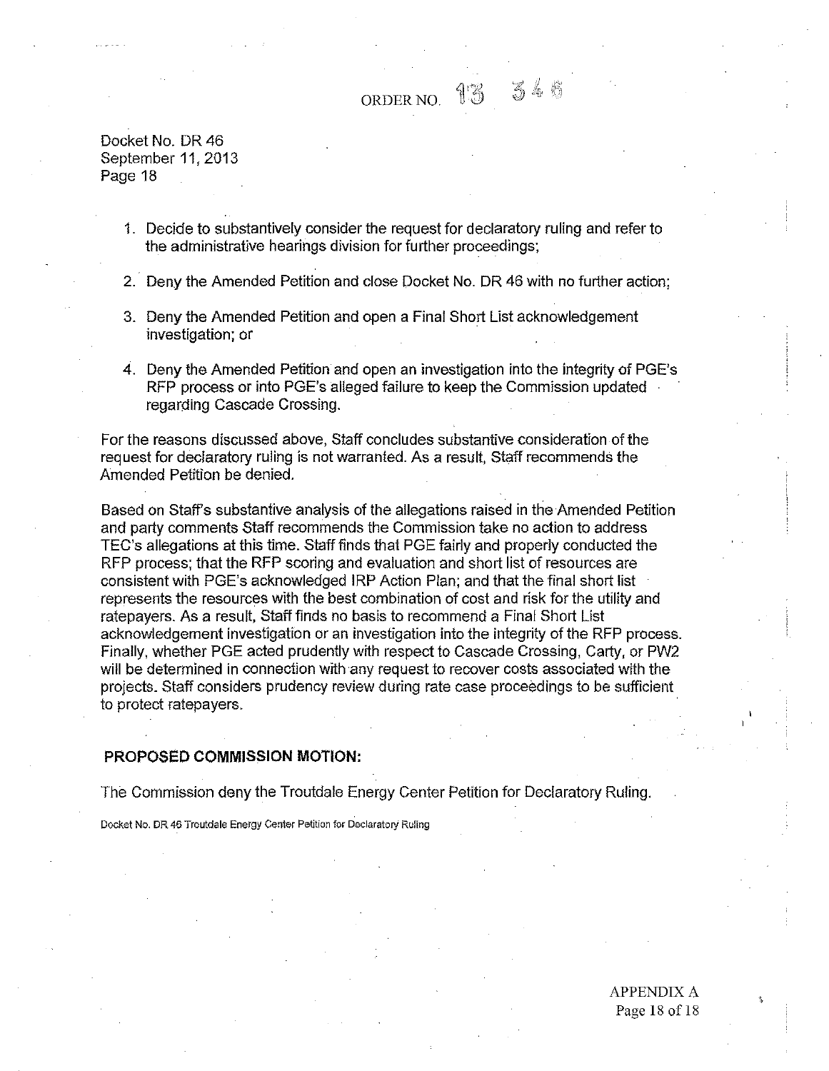1. Decide to substantively consider the request for declaratory ruling and refer to the administrative hearings division for further proceedings;
2. Deny the Amended Petition and close Docket No. DR 46 with no further action;
3. Deny the Amended Petition and open a Final Short List acknowledgement investigation; or
4. Deny the Amended Petition and open an investigation into the integrity of PGE's RFP process or into PGE's alleged failure to keep the Commission updated regarding Cascade Crossing.

For the reasons discussed above, Staff concludes substantive consideration of the request for declaratory ruling is not warranted. As a result, Staff recommends the Amended Petition be denied.

Based on Staff's substantive analysis of the allegations raised in the Amended Petition and party comments Staff recommends the Commission take no action to address TEC's allegations at this time. Staff finds that PGE fairly and properly conducted the RFP process; that the RFP scoring and evaluation and short list of resources are consistent with PGE's acknowledged IRP Action Plan; and that the final short list represents the resources with the best combination of cost and risk for the utility and ratepayers. As a result, Staff finds no basis to recommend a Final Short List acknowledgement investigation or an investigation into the integrity of the RFP process. Finally, whether PGE acted prudently with respect to Cascade Crossing, Carty, or PW2 will be determined in connection with any request to recover costs associated with the projects. Staff considers prudency review during rate case proceedings to be sufficient to protect ratepayers.

## PROPOSED COMMISSION MOTION:

The Commission deny the Troutdale Energy Center Petition for Declaratory Ruling.

Docket No. DR 46 Troutdale Energy Center Petition for Declaratory Ruling